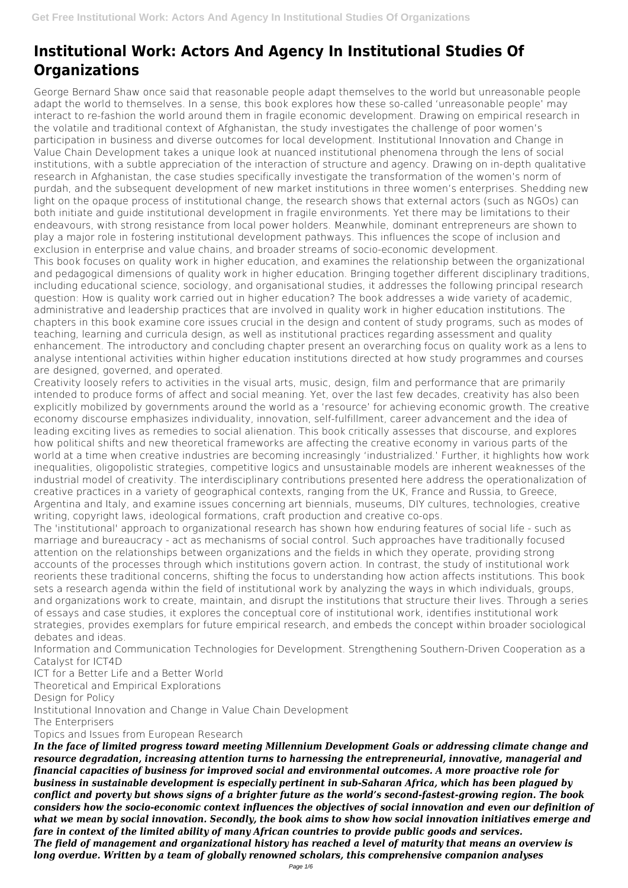# Institutional Work: Actors And Agency In Institutional Studies Of Organizations

George Bernard Shaw once said that reasonable people adapt themselves to the world but unreasonable people adapt the world to themselves. In a sense, this book explores how these so-called 'unreasonable people' may interact to re-fashion the world around them in fragile economic development. Drawing on empirical research in the volatile and traditional context of Afghanistan, the study investigates the challenge of poor women's participation in business and diverse outcomes for local development. Institutional Innovation and Change in Value Chain Development takes a unique look at nuanced institutional phenomena through the lens of social institutions, with a subtle appreciation of the interaction of structure and agency. Drawing on in-depth qualitative research in Afghanistan, the case studies specifically investigate the transformation of the women's norm of purdah, and the subsequent development of new market institutions in three women's enterprises. Shedding new light on the opaque process of institutional change, the research shows that external actors (such as NGOs) can both initiate and guide institutional development in fragile environments. Yet there may be limitations to their endeavours, with strong resistance from local power holders. Meanwhile, dominant entrepreneurs are shown to play a major role in fostering institutional development pathways. This influences the scope of inclusion and exclusion in enterprise and value chains, and broader streams of socio-economic development.

This book focuses on quality work in higher education, and examines the relationship between the organizational and pedagogical dimensions of quality work in higher education. Bringing together different disciplinary traditions, including educational science, sociology, and organisational studies, it addresses the following principal research question: How is quality work carried out in higher education? The book addresses a wide variety of academic, administrative and leadership practices that are involved in quality work in higher education institutions. The chapters in this book examine core issues crucial in the design and content of study programs, such as modes of teaching, learning and curricula design, as well as institutional practices regarding assessment and quality enhancement. The introductory and concluding chapter present an overarching focus on quality work as a lens to analyse intentional activities within higher education institutions directed at how study programmes and courses are designed, governed, and operated.

Creativity loosely refers to activities in the visual arts, music, design, film and performance that are primarily intended to produce forms of affect and social meaning. Yet, over the last few decades, creativity has also been explicitly mobilized by governments around the world as a 'resource' for achieving economic growth. The creative economy discourse emphasizes individuality, innovation, self-fulfillment, career advancement and the idea of leading exciting lives as remedies to social alienation. This book critically assesses that discourse, and explores how political shifts and new theoretical frameworks are affecting the creative economy in various parts of the world at a time when creative industries are becoming increasingly 'industrialized.' Further, it highlights how work inequalities, oligopolistic strategies, competitive logics and unsustainable models are inherent weaknesses of the industrial model of creativity. The interdisciplinary contributions presented here address the operationalization of creative practices in a variety of geographical contexts, ranging from the UK, France and Russia, to Greece, Argentina and Italy, and examine issues concerning art biennials, museums, DIY cultures, technologies, creative writing, copyright laws, ideological formations, craft production and creative co-ops.

The 'institutional' approach to organizational research has shown how enduring features of social life - such as marriage and bureaucracy - act as mechanisms of social control. Such approaches have traditionally focused attention on the relationships between organizations and the fields in which they operate, providing strong accounts of the processes through which institutions govern action. In contrast, the study of institutional work reorients these traditional concerns, shifting the focus to understanding how action affects institutions. This book sets a research agenda within the field of institutional work by analyzing the ways in which individuals, groups, and organizations work to create, maintain, and disrupt the institutions that structure their lives. Through a series of essays and case studies, it explores the conceptual core of institutional work, identifies institutional work strategies, provides exemplars for future empirical research, and embeds the concept within broader sociological debates and ideas.

Information and Communication Technologies for Development. Strengthening Southern-Driven Cooperation as a Catalyst for ICT4D

ICT for a Better Life and a Better World

Theoretical and Empirical Explorations

Design for Policy

Institutional Innovation and Change in Value Chain Development

The Enterprisers

Topics and Issues from European Research

*In the face of limited progress toward meeting Millennium Development Goals or addressing climate change and resource degradation, increasing attention turns to harnessing the entrepreneurial, innovative, managerial and financial capacities of business for improved social and environmental outcomes. A more proactive role for business in sustainable development is especially pertinent in sub-Saharan Africa, which has been plagued by conflict and poverty but shows signs of a brighter future as the world's second-fastest-growing region. The book considers how the socio-economic context influences the objectives of social innovation and even our definition of what we mean by social innovation. Secondly, the book aims to show how social innovation initiatives emerge and fare in context of the limited ability of many African countries to provide public goods and services.*

*The field of management and organizational history has reached a level of maturity that means an overview is long overdue. Written by a team of globally renowned scholars, this comprehensive companion analyses*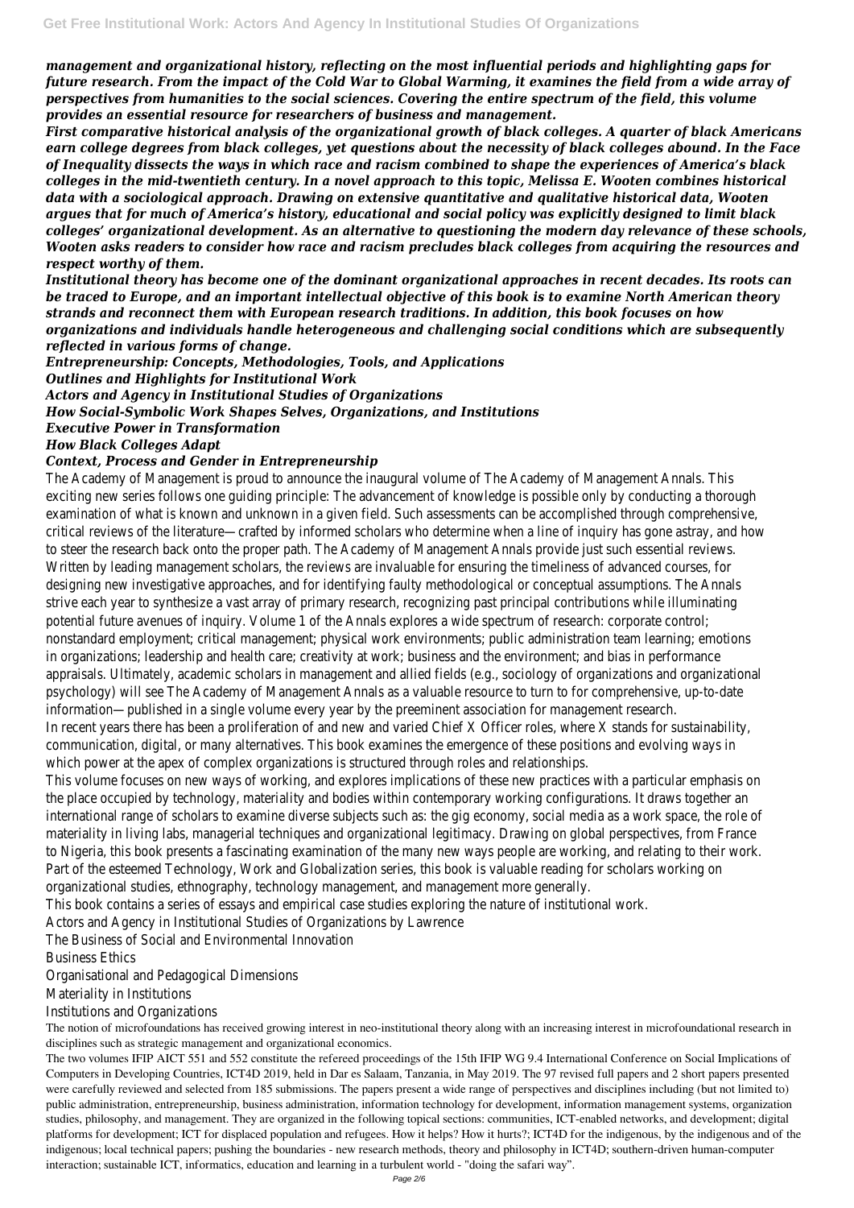*management and organizational history, reflecting on the most influential periods and highlighting gaps for future research. From the impact of the Cold War to Global Warming, it examines the field from a wide array of perspectives from humanities to the social sciences. Covering the entire spectrum of the field, this volume provides an essential resource for researchers of business and management.*

*First comparative historical analysis of the organizational growth of black colleges. A quarter of black Americans earn college degrees from black colleges, yet questions about the necessity of black colleges abound. In the Face of Inequality dissects the ways in which race and racism combined to shape the experiences of America's black colleges in the mid-twentieth century. In a novel approach to this topic, Melissa E. Wooten combines historical data with a sociological approach. Drawing on extensive quantitative and qualitative historical data, Wooten argues that for much of America's history, educational and social policy was explicitly designed to limit black colleges' organizational development. As an alternative to questioning the modern day relevance of these schools, Wooten asks readers to consider how race and racism precludes black colleges from acquiring the resources and respect worthy of them.*

*Institutional theory has become one of the dominant organizational approaches in recent decades. Its roots can be traced to Europe, and an important intellectual objective of this book is to examine North American theory strands and reconnect them with European research traditions. In addition, this book focuses on how organizations and individuals handle heterogeneous and challenging social conditions which are subsequently reflected in various forms of change.*

*Entrepreneurship: Concepts, Methodologies, Tools, and Applications*

*Outlines and Highlights for Institutional Work*

*Actors and Agency in Institutional Studies of Organizations*

*How Social-Symbolic Work Shapes Selves, Organizations, and Institutions*

*Executive Power in Transformation*

*How Black Colleges Adapt*

*Context, Process and Gender in Entrepreneurship*

The Academy of Management is proud to announce the inaugural volume of The Academy of Management Annals. This exciting new series follows one guiding principle: The advancement of knowledge is possible only by conducting a thorough examination of what is known and unknown in a given field. Such assessments can be accomplished through comprehensive, critical reviews of the literature—crafted by informed scholars who determine when a line of inquiry has gone astray, and how to steer the research back onto the proper path. The Academy of Management Annals provide just such essential reviews. Written by leading management scholars, the reviews are invaluable for ensuring the timeliness of advanced courses, for designing new investigative approaches, and for identifying faulty methodological or conceptual assumptions. The Annals strive each year to synthesize a vast array of primary research, recognizing past principal contributions while illuminating potential future avenues of inquiry. Volume 1 of the Annals explores a wide spectrum of research: corporate control; nonstandard employment; critical management; physical work environments; public administration team learning; emotions in organizations; leadership and health care; creativity at work; business and the environment; and bias in performance appraisals. Ultimately, academic scholars in management and allied fields (e.g., sociology of organizations and organizational psychology) will see The Academy of Management Annals as a valuable resource to turn to for comprehensive, up-to-date information—published in a single volume every year by the preeminent association for management research.

In recent years there has been a proliferation of and new and varied Chief X Officer roles, where X stands for sustainability, communication, digital, or many alternatives. This book examines the emergence of these positions and evolving ways in which power at the apex of complex organizations is structured through roles and relationships.

This volume focuses on new ways of working, and explores implications of these new practices with a particular emphasis on the place occupied by technology, materiality and bodies within contemporary working configurations. It draws together an international range of scholars to examine diverse subjects such as: the gig economy, social media as a work space, the role of materiality in living labs, managerial techniques and organizational legitimacy. Drawing on global perspectives, from France to Nigeria, this book presents a fascinating examination of the many new ways people are working, and relating to their work. Part of the esteemed Technology, Work and Globalization series, this book is valuable reading for scholars working on organizational studies, ethnography, technology management, and management more generally.

This book contains a series of essays and empirical case studies exploring the nature of institutional work.

Actors and Agency in Institutional Studies of Organizations by Lawrence

The Business of Social and Environmental Innovation

Business Ethics

Organisational and Pedagogical Dimensions

Materiality in Institutions

Institutions and Organizations

The notion of microfoundations has received growing interest in neo-institutional theory along with an increasing interest in microfoundational research in disciplines such as strategic management and organizational economics.

The two volumes IFIP AICT 551 and 552 constitute the refereed proceedings of the 15th IFIP WG 9.4 International Conference on Social Implications of Computers in Developing Countries, ICT4D 2019, held in Dar es Salaam, Tanzania, in May 2019. The 97 revised full papers and 2 short papers presented were carefully reviewed and selected from 185 submissions. The papers present a wide range of perspectives and disciplines including (but not limited to) public administration, entrepreneurship, business administration, information technology for development, information management systems, organization studies, philosophy, and management. They are organized in the following topical sections: communities, ICT-enabled networks, and development; digital platforms for development; ICT for displaced population and refugees. How it helps? How it hurts?; ICT4D for the indigenous, by the indigenous and of the indigenous; local technical papers; pushing the boundaries - new research methods, theory and philosophy in ICT4D; southern-driven human-computer interaction; sustainable ICT, informatics, education and learning in a turbulent world - "doing the safari way".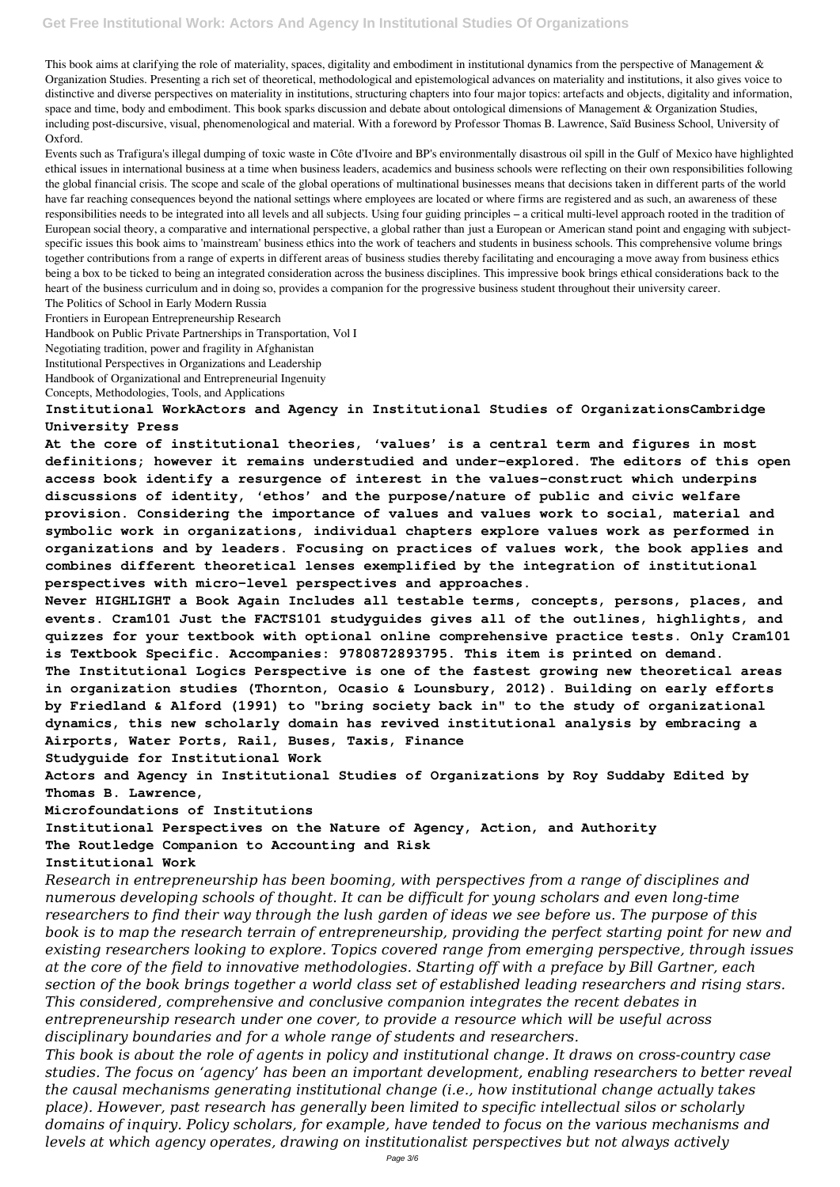This book aims at clarifying the role of materiality, spaces, digitality and embodiment in institutional dynamics from the perspective of Management & Organization Studies. Presenting a rich set of theoretical, methodological and epistemological advances on materiality and institutions, it also gives voice to distinctive and diverse perspectives on materiality in institutions, structuring chapters into four major topics: artefacts and objects, digitality and information, space and time, body and embodiment. This book sparks discussion and debate about ontological dimensions of Management & Organization Studies, including post-discursive, visual, phenomenological and material. With a foreword by Professor Thomas B. Lawrence, Saïd Business School, University of Oxford.

Events such as Trafigura's illegal dumping of toxic waste in Côte d'Ivoire and BP's environmentally disastrous oil spill in the Gulf of Mexico have highlighted ethical issues in international business at a time when business leaders, academics and business schools were reflecting on their own responsibilities following the global financial crisis. The scope and scale of the global operations of multinational businesses means that decisions taken in different parts of the world have far reaching consequences beyond the national settings where employees are located or where firms are registered and as such, an awareness of these responsibilities needs to be integrated into all levels and all subjects. Using four guiding principles – a critical multi-level approach rooted in the tradition of European social theory, a comparative and international perspective, a global rather than just a European or American stand point and engaging with subject-specific issues this book aims to 'mainstream' business ethics into the work of teachers and students in business schools. This comprehensive volume brings together contributions from a range of experts in different areas of business studies thereby facilitating and encouraging a move away from business ethics being a box to be ticked to being an integrated consideration across the business disciplines. This impressive book brings ethical considerations back to the heart of the business curriculum and in doing so, provides a companion for the progressive business student throughout their university career.

The Politics of School in Early Modern Russia

Frontiers in European Entrepreneurship Research

Handbook on Public Private Partnerships in Transportation, Vol I

Negotiating tradition, power and fragility in Afghanistan

Institutional Perspectives in Organizations and Leadership

Handbook of Organizational and Entrepreneurial Ingenuity

Concepts, Methodologies, Tools, and Applications

**Institutional WorkActors and Agency in Institutional Studies of OrganizationsCambridge University Press**

**At the core of institutional theories, 'values' is a central term and figures in most definitions; however it remains understudied and under-explored. The editors of this open access book identify a resurgence of interest in the values-construct which underpins discussions of identity, 'ethos' and the purpose/nature of public and civic welfare provision. Considering the importance of values and values work to social, material and symbolic work in organizations, individual chapters explore values work as performed in organizations and by leaders. Focusing on practices of values work, the book applies and combines different theoretical lenses exemplified by the integration of institutional perspectives with micro-level perspectives and approaches.**

**Never HIGHLIGHT a Book Again Includes all testable terms, concepts, persons, places, and events. Cram101 Just the FACTS101 studyguides gives all of the outlines, highlights, and quizzes for your textbook with optional online comprehensive practice tests. Only Cram101 is Textbook Specific. Accompanies: 9780872893795. This item is printed on demand.**

**The Institutional Logics Perspective is one of the fastest growing new theoretical areas in organization studies (Thornton, Ocasio & Lounsbury, 2012). Building on early efforts by Friedland & Alford (1991) to "bring society back in" to the study of organizational dynamics, this new scholarly domain has revived institutional analysis by embracing a**

**Airports, Water Ports, Rail, Buses, Taxis, Finance**

**Studyguide for Institutional Work**

**Actors and Agency in Institutional Studies of Organizations by Roy Suddaby Edited by Thomas B. Lawrence,**

**Microfoundations of Institutions**

**Institutional Perspectives on the Nature of Agency, Action, and Authority**

**The Routledge Companion to Accounting and Risk**

**Institutional Work**

*Research in entrepreneurship has been booming, with perspectives from a range of disciplines and numerous developing schools of thought. It can be difficult for young scholars and even long-time researchers to find their way through the lush garden of ideas we see before us. The purpose of this book is to map the research terrain of entrepreneurship, providing the perfect starting point for new and existing researchers looking to explore. Topics covered range from emerging perspective, through issues at the core of the field to innovative methodologies. Starting off with a preface by Bill Gartner, each section of the book brings together a world class set of established leading researchers and rising stars. This considered, comprehensive and conclusive companion integrates the recent debates in entrepreneurship research under one cover, to provide a resource which will be useful across disciplinary boundaries and for a whole range of students and researchers.*

*This book is about the role of agents in policy and institutional change. It draws on cross-country case studies. The focus on 'agency' has been an important development, enabling researchers to better reveal the causal mechanisms generating institutional change (i.e., how institutional change actually takes place). However, past research has generally been limited to specific intellectual silos or scholarly domains of inquiry. Policy scholars, for example, have tended to focus on the various mechanisms and levels at which agency operates, drawing on institutionalist perspectives but not always actively*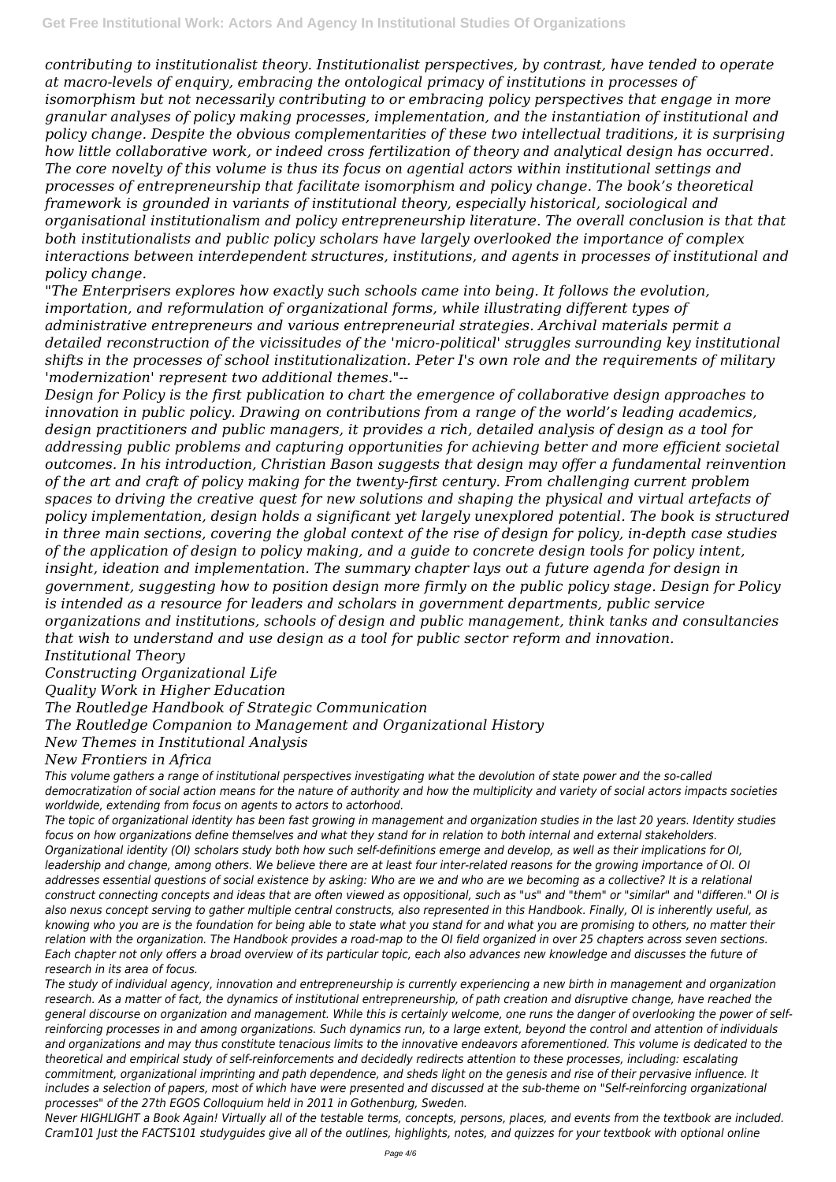*contributing to institutionalist theory. Institutionalist perspectives, by contrast, have tended to operate at macro-levels of enquiry, embracing the ontological primacy of institutions in processes of isomorphism but not necessarily contributing to or embracing policy perspectives that engage in more granular analyses of policy making processes, implementation, and the instantiation of institutional and policy change. Despite the obvious complementarities of these two intellectual traditions, it is surprising how little collaborative work, or indeed cross fertilization of theory and analytical design has occurred. The core novelty of this volume is thus its focus on agential actors within institutional settings and processes of entrepreneurship that facilitate isomorphism and policy change. The book's theoretical framework is grounded in variants of institutional theory, especially historical, sociological and organisational institutionalism and policy entrepreneurship literature. The overall conclusion is that that both institutionalists and public policy scholars have largely overlooked the importance of complex interactions between interdependent structures, institutions, and agents in processes of institutional and policy change.*

*"The Enterprisers explores how exactly such schools came into being. It follows the evolution, importation, and reformulation of organizational forms, while illustrating different types of administrative entrepreneurs and various entrepreneurial strategies. Archival materials permit a detailed reconstruction of the vicissitudes of the 'micro-political' struggles surrounding key institutional shifts in the processes of school institutionalization. Peter I's own role and the requirements of military 'modernization' represent two additional themes."--*

*Design for Policy is the first publication to chart the emergence of collaborative design approaches to innovation in public policy. Drawing on contributions from a range of the world's leading academics, design practitioners and public managers, it provides a rich, detailed analysis of design as a tool for addressing public problems and capturing opportunities for achieving better and more efficient societal outcomes. In his introduction, Christian Bason suggests that design may offer a fundamental reinvention of the art and craft of policy making for the twenty-first century. From challenging current problem spaces to driving the creative quest for new solutions and shaping the physical and virtual artefacts of policy implementation, design holds a significant yet largely unexplored potential. The book is structured in three main sections, covering the global context of the rise of design for policy, in-depth case studies of the application of design to policy making, and a guide to concrete design tools for policy intent, insight, ideation and implementation. The summary chapter lays out a future agenda for design in government, suggesting how to position design more firmly on the public policy stage. Design for Policy is intended as a resource for leaders and scholars in government departments, public service organizations and institutions, schools of design and public management, think tanks and consultancies that wish to understand and use design as a tool for public sector reform and innovation.*

*Institutional Theory*

*Constructing Organizational Life*

*Quality Work in Higher Education*

*The Routledge Handbook of Strategic Communication*

*The Routledge Companion to Management and Organizational History*

*New Themes in Institutional Analysis*

*New Frontiers in Africa*

*This volume gathers a range of institutional perspectives investigating what the devolution of state power and the so-called democratization of social action means for the nature of authority and how the multiplicity and variety of social actors impacts societies worldwide, extending from focus on agents to actors to actorhood.*

*The topic of organizational identity has been fast growing in management and organization studies in the last 20 years. Identity studies focus on how organizations define themselves and what they stand for in relation to both internal and external stakeholders. Organizational identity (OI) scholars study both how such self-definitions emerge and develop, as well as their implications for OI, leadership and change, among others. We believe there are at least four inter-related reasons for the growing importance of OI. OI addresses essential questions of social existence by asking: Who are we and who are we becoming as a collective? It is a relational construct connecting concepts and ideas that are often viewed as oppositional, such as "us" and "them" or "similar" and "differen." OI is also nexus concept serving to gather multiple central constructs, also represented in this Handbook. Finally, OI is inherently useful, as knowing who you are is the foundation for being able to state what you stand for and what you are promising to others, no matter their relation with the organization. The Handbook provides a road-map to the OI field organized in over 25 chapters across seven sections. Each chapter not only offers a broad overview of its particular topic, each also advances new knowledge and discusses the future of research in its area of focus.*

*The study of individual agency, innovation and entrepreneurship is currently experiencing a new birth in management and organization research. As a matter of fact, the dynamics of institutional entrepreneurship, of path creation and disruptive change, have reached the general discourse on organization and management. While this is certainly welcome, one runs the danger of overlooking the power of self-reinforcing processes in and among organizations. Such dynamics run, to a large extent, beyond the control and attention of individuals and organizations and may thus constitute tenacious limits to the innovative endeavors aforementioned. This volume is dedicated to the theoretical and empirical study of self-reinforcements and decidedly redirects attention to these processes, including: escalating commitment, organizational imprinting and path dependence, and sheds light on the genesis and rise of their pervasive influence. It includes a selection of papers, most of which have were presented and discussed at the sub-theme on "Self-reinforcing organizational processes" of the 27th EGOS Colloquium held in 2011 in Gothenburg, Sweden.*

*Never HIGHLIGHT a Book Again! Virtually all of the testable terms, concepts, persons, places, and events from the textbook are included. Cram101 Just the FACTS101 studyguides give all of the outlines, highlights, notes, and quizzes for your textbook with optional online*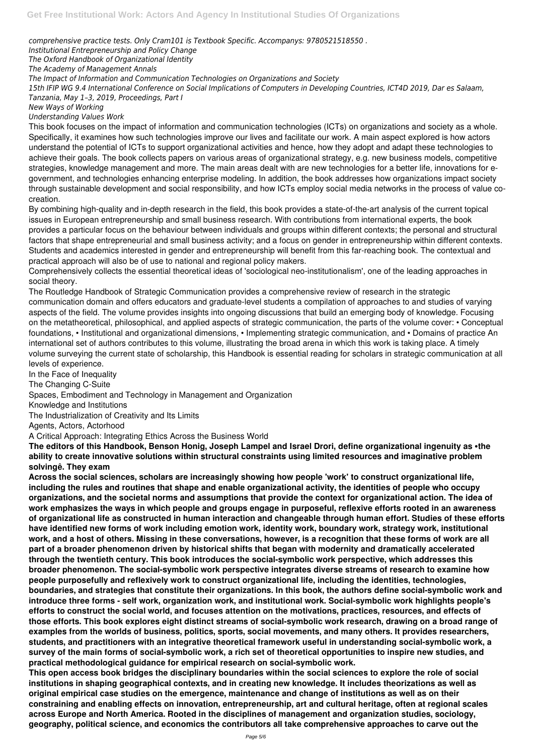*comprehensive practice tests. Only Cram101 is Textbook Specific. Accompanys: 9780521518550 .*

*Institutional Entrepreneurship and Policy Change*

*The Oxford Handbook of Organizational Identity*

*The Academy of Management Annals*

*The Impact of Information and Communication Technologies on Organizations and Society*

*15th IFIP WG 9.4 International Conference on Social Implications of Computers in Developing Countries, ICT4D 2019, Dar es Salaam, Tanzania, May 1–3, 2019, Proceedings, Part I*

*New Ways of Working*

*Understanding Values Work*

This book focuses on the impact of information and communication technologies (ICTs) on organizations and society as a whole. Specifically, it examines how such technologies improve our lives and facilitate our work. A main aspect explored is how actors understand the potential of ICTs to support organizational activities and hence, how they adopt and adapt these technologies to achieve their goals. The book collects papers on various areas of organizational strategy, e.g. new business models, competitive strategies, knowledge management and more. The main areas dealt with are new technologies for a better life, innovations for e-government, and technologies enhancing enterprise modeling. In addition, the book addresses how organizations impact society through sustainable development and social responsibility, and how ICTs employ social media networks in the process of value co-creation.

By combining high-quality and in-depth research in the field, this book provides a state-of-the-art analysis of the current topical issues in European entrepreneurship and small business research. With contributions from international experts, the book provides a particular focus on the behaviour between individuals and groups within different contexts; the personal and structural factors that shape entrepreneurial and small business activity; and a focus on gender in entrepreneurship within different contexts. Students and academics interested in gender and entrepreneurship will benefit from this far-reaching book. The contextual and practical approach will also be of use to national and regional policy makers.

Comprehensively collects the essential theoretical ideas of 'sociological neo-institutionalism', one of the leading approaches in social theory.

The Routledge Handbook of Strategic Communication provides a comprehensive review of research in the strategic communication domain and offers educators and graduate-level students a compilation of approaches to and studies of varying aspects of the field. The volume provides insights into ongoing discussions that build an emerging body of knowledge. Focusing on the metatheoretical, philosophical, and applied aspects of strategic communication, the parts of the volume cover: • Conceptual foundations, • Institutional and organizational dimensions, • Implementing strategic communication, and • Domains of practice An international set of authors contributes to this volume, illustrating the broad arena in which this work is taking place. A timely volume surveying the current state of scholarship, this Handbook is essential reading for scholars in strategic communication at all levels of experience.

In the Face of Inequality

The Changing C-Suite

Spaces, Embodiment and Technology in Management and Organization

Knowledge and Institutions

The Industrialization of Creativity and Its Limits

Agents, Actors, Actorhood

A Critical Approach: Integrating Ethics Across the Business World

**The editors of this Handbook, Benson Honig, Joseph Lampel and Israel Drori, define organizational ingenuity as •the ability to create innovative solutions within structural constraints using limited resources and imaginative problem solvingê. They exam**

**Across the social sciences, scholars are increasingly showing how people 'work' to construct organizational life, including the rules and routines that shape and enable organizational activity, the identities of people who occupy organizations, and the societal norms and assumptions that provide the context for organizational action. The idea of work emphasizes the ways in which people and groups engage in purposeful, reflexive efforts rooted in an awareness of organizational life as constructed in human interaction and changeable through human effort. Studies of these efforts have identified new forms of work including emotion work, identity work, boundary work, strategy work, institutional work, and a host of others. Missing in these conversations, however, is a recognition that these forms of work are all part of a broader phenomenon driven by historical shifts that began with modernity and dramatically accelerated through the twentieth century. This book introduces the social-symbolic work perspective, which addresses this broader phenomenon. The social-symbolic work perspective integrates diverse streams of research to examine how people purposefully and reflexively work to construct organizational life, including the identities, technologies, boundaries, and strategies that constitute their organizations. In this book, the authors define social-symbolic work and introduce three forms - self work, organization work, and institutional work. Social-symbolic work highlights people's efforts to construct the social world, and focuses attention on the motivations, practices, resources, and effects of those efforts. This book explores eight distinct streams of social-symbolic work research, drawing on a broad range of examples from the worlds of business, politics, sports, social movements, and many others. It provides researchers, students, and practitioners with an integrative theoretical framework useful in understanding social-symbolic work, a survey of the main forms of social-symbolic work, a rich set of theoretical opportunities to inspire new studies, and practical methodological guidance for empirical research on social-symbolic work.**

**This open access book bridges the disciplinary boundaries within the social sciences to explore the role of social institutions in shaping geographical contexts, and in creating new knowledge. It includes theorizations as well as original empirical case studies on the emergence, maintenance and change of institutions as well as on their constraining and enabling effects on innovation, entrepreneurship, art and cultural heritage, often at regional scales across Europe and North America. Rooted in the disciplines of management and organization studies, sociology, geography, political science, and economics the contributors all take comprehensive approaches to carve out the**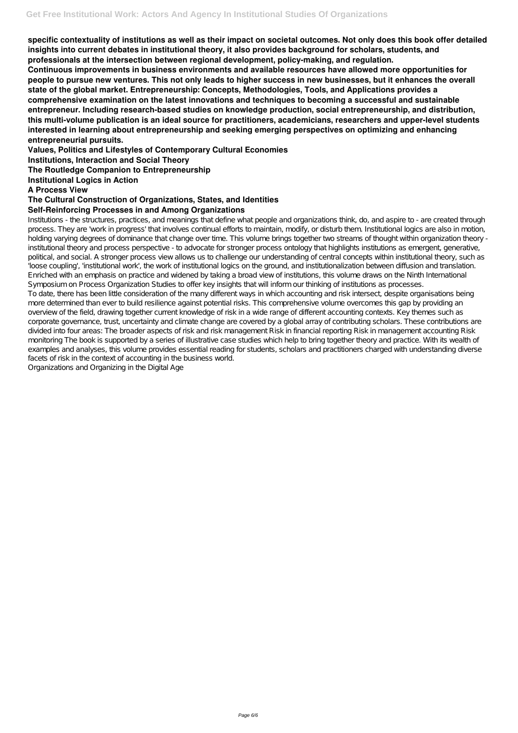**specific contextuality of institutions as well as their impact on societal outcomes. Not only does this book offer detailed insights into current debates in institutional theory, it also provides background for scholars, students, and professionals at the intersection between regional development, policy-making, and regulation.**

**Continuous improvements in business environments and available resources have allowed more opportunities for people to pursue new ventures. This not only leads to higher success in new businesses, but it enhances the overall state of the global market. Entrepreneurship: Concepts, Methodologies, Tools, and Applications provides a comprehensive examination on the latest innovations and techniques to becoming a successful and sustainable entrepreneur. Including research-based studies on knowledge production, social entrepreneurship, and distribution, this multi-volume publication is an ideal source for practitioners, academicians, researchers and upper-level students interested in learning about entrepreneurship and seeking emerging perspectives on optimizing and enhancing entrepreneurial pursuits.**

**Values, Politics and Lifestyles of Contemporary Cultural Economies**

**Institutions, Interaction and Social Theory**

**The Routledge Companion to Entrepreneurship**

**Institutional Logics in Action**

**A Process View**

**The Cultural Construction of Organizations, States, and Identities**

**Self-Reinforcing Processes in and Among Organizations**

Institutions - the structures, practices, and meanings that define what people and organizations think, do, and aspire to - are created through process. They are 'work in progress' that involves continual efforts to maintain, modify, or disturb them. Institutional logics are also in motion, holding varying degrees of dominance that change over time. This volume brings together two streams of thought within organization theory - institutional theory and process perspective - to advocate for stronger process ontology that highlights institutions as emergent, generative, political, and social. A stronger process view allows us to challenge our understanding of central concepts within institutional theory, such as 'loose coupling', 'institutional work', the work of institutional logics on the ground, and institutionalization between diffusion and translation. Enriched with an emphasis on practice and widened by taking a broad view of institutions, this volume draws on the Ninth International Symposium on Process Organization Studies to offer key insights that will inform our thinking of institutions as processes.

To date, there has been little consideration of the many different ways in which accounting and risk intersect, despite organisations being more determined than ever to build resilience against potential risks. This comprehensive volume overcomes this gap by providing an overview of the field, drawing together current knowledge of risk in a wide range of different accounting contexts. Key themes such as corporate governance, trust, uncertainty and climate change are covered by a global array of contributing scholars. These contributions are divided into four areas: The broader aspects of risk and risk management Risk in financial reporting Risk in management accounting Risk monitoring The book is supported by a series of illustrative case studies which help to bring together theory and practice. With its wealth of examples and analyses, this volume provides essential reading for students, scholars and practitioners charged with understanding diverse facets of risk in the context of accounting in the business world.

Organizations and Organizing in the Digital Age